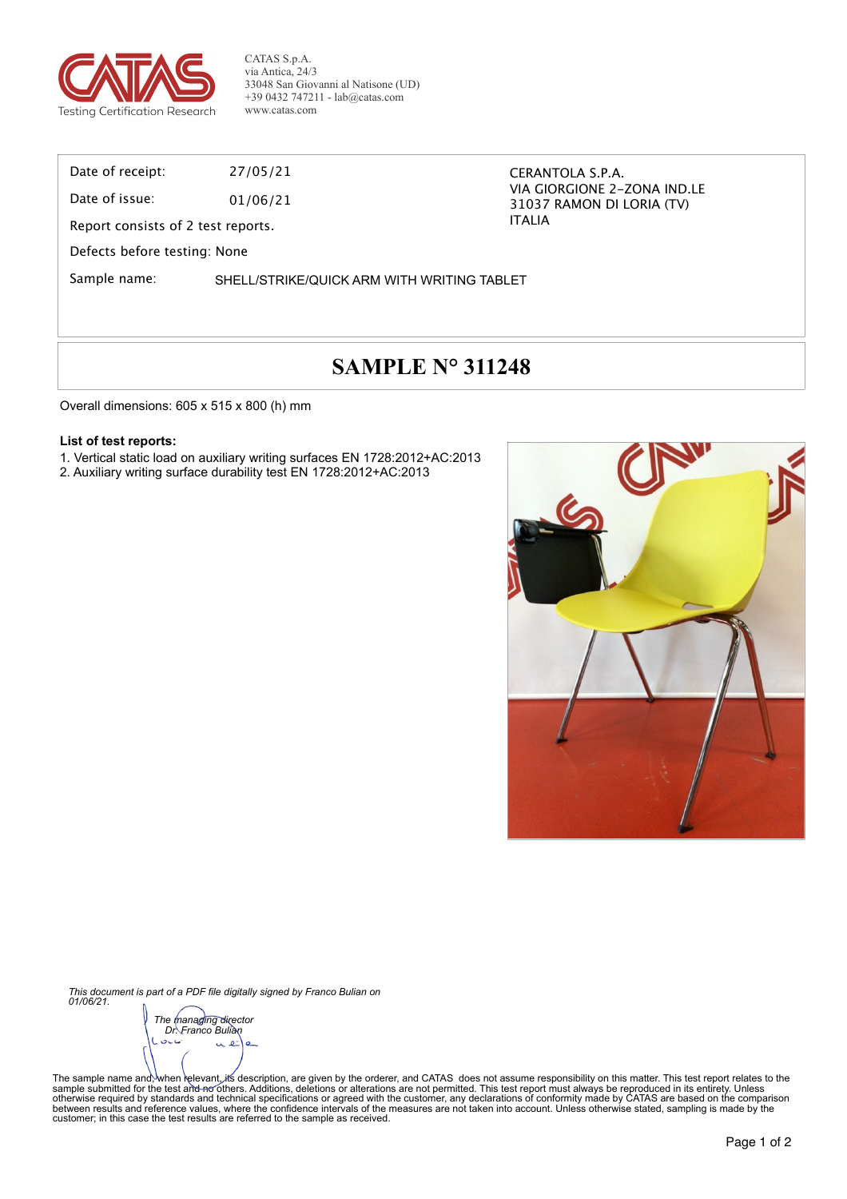CATAS S.p.A.
via Antica, 24/3
33048 San Giovanni al Natisone (UD)
+39 0432 747211 - lab@catas.com
www.catas.com

Testing Certification Research

| | |
|---|---|
| Date of receipt: | 27/05/21 |
| Date of issue: | 01/06/21 |

CERANTOLA S.P.A.
VIA GIORGIONE 2-ZONA IND.LE
31037 RAMON DI LORIA (TV)
ITALIA

Report consists of 2 test reports.

Defects before testing: None

Sample name: SHELL/STRIKE/QUICK ARM WITH WRITING TABLET

# SAMPLE N° 311248

Overall dimensions: 605 x 515 x 800 (h) mm

**List of test reports:**

1. Vertical static load on auxiliary writing surfaces EN 1728:2012+AC:2013
2. Auxiliary writing surface durability test EN 1728:2012+AC:2013

*This document is part of a PDF file digitally signed by Franco Bulian on 01/06/21.*

*The managing director*
*Dr. Franco Bulian*

The sample name and, when relevant, its description, are given by the orderer, and CATAS does not assume responsibility on this matter. This test report relates to the sample submitted for the test and no others. Additions, deletions or alterations are not permitted. This test report must always be reproduced in its entirety. Unless otherwise required by standards and technical specifications or agreed with the customer, any declarations of conformity made by CATAS are based on the comparison between results and reference values, where the confidence intervals of the measures are not taken into account. Unless otherwise stated, sampling is made by the customer; in this case the test results are referred to the sample as received.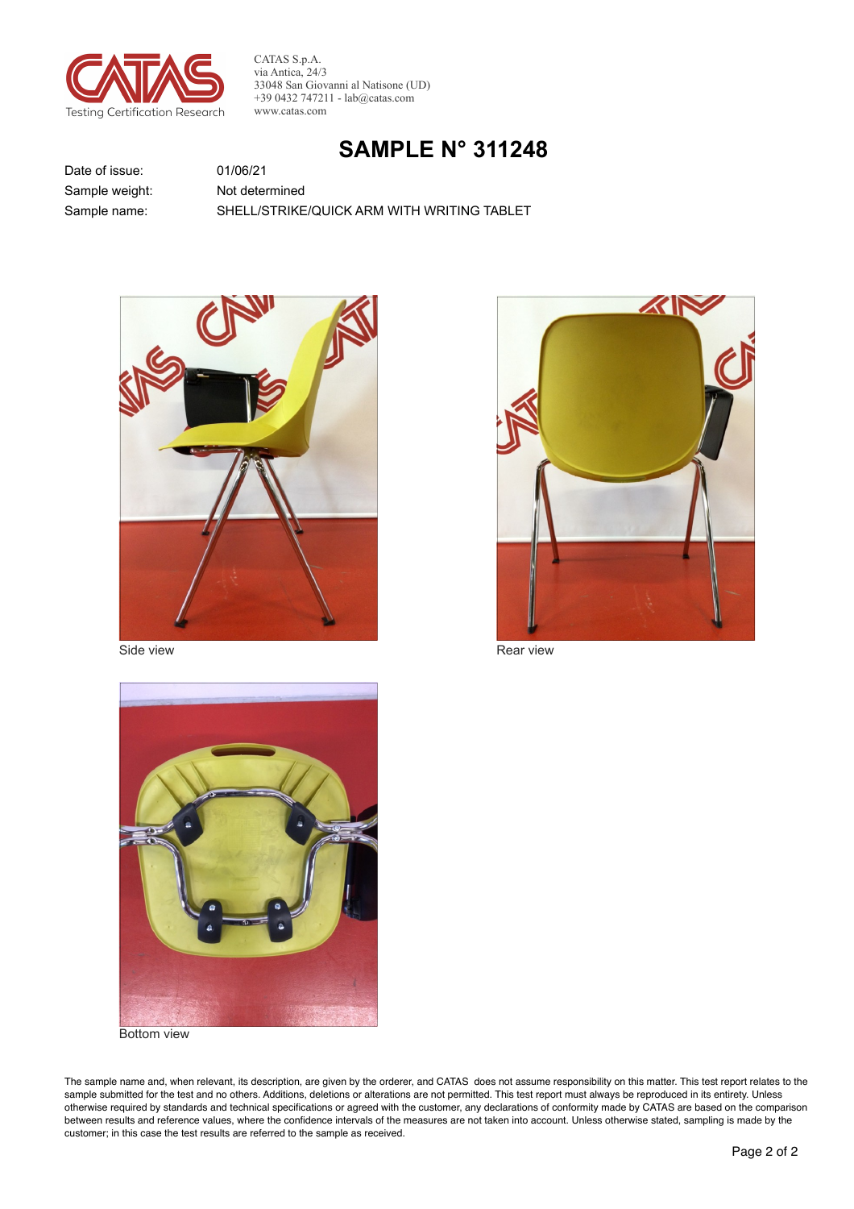CATAS S.p.A.
via Antica, 24/3
33048 San Giovanni al Natisone (UD)
+39 0432 747211 - lab@catas.com
www.catas.com

# SAMPLE N° 311248

| | |
|---|---|
| Date of issue: | 01/06/21 |
| Sample weight: | Not determined |
| Sample name: | SHELL/STRIKE/QUICK ARM WITH WRITING TABLET |

Side view

Rear view

Bottom view

The sample name and, when relevant, its description, are given by the orderer, and CATAS does not assume responsibility on this matter. This test report relates to the sample submitted for the test and no others. Additions, deletions or alterations are not permitted. This test report must always be reproduced in its entirety. Unless otherwise required by standards and technical specifications or agreed with the customer, any declarations of conformity made by CATAS are based on the comparison between results and reference values, where the confidence intervals of the measures are not taken into account. Unless otherwise stated, sampling is made by the customer; in this case the test results are referred to the sample as received.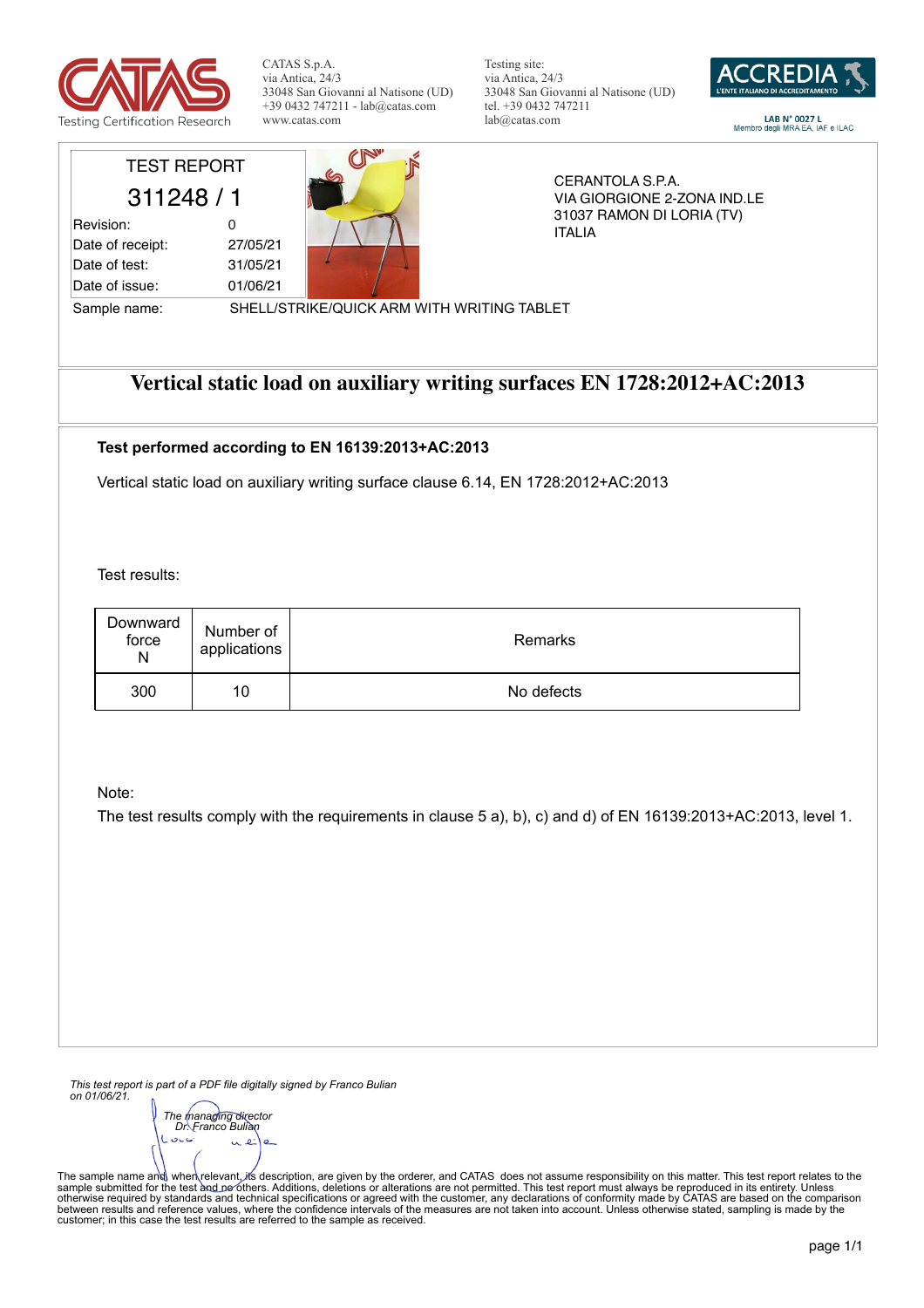CATAS S.p.A.
via Antica, 24/3
33048 San Giovanni al Natisone (UD)
+39 0432 747211 - lab@catas.com
www.catas.com

Testing site:
via Antica, 24/3
33048 San Giovanni al Natisone (UD)
tel. +39 0432 747211
lab@catas.com

LAB N° 0027 L
Membro degli MRA EA, IAF e ILAC

TEST REPORT

**311248 / 1**

| | |
|---|---|
| Revision: | 0 |
| Date of receipt: | 27/05/21 |
| Date of test: | 31/05/21 |
| Date of issue: | 01/06/21 |

CERANTOLA S.P.A.
VIA GIORGIONE 2-ZONA IND.LE
31037 RAMON DI LORIA (TV)
ITALIA

Sample name: SHELL/STRIKE/QUICK ARM WITH WRITING TABLET

# Vertical static load on auxiliary writing surfaces EN 1728:2012+AC:2013

**Test performed according to EN 16139:2013+AC:2013**

Vertical static load on auxiliary writing surface clause 6.14, EN 1728:2012+AC:2013

Test results:

| Downward force N | Number of applications | Remarks |
|---|---|---|
| 300 | 10 | No defects |

Note:
The test results comply with the requirements in clause 5 a), b), c) and d) of EN 16139:2013+AC:2013, level 1.

*This test report is part of a PDF file digitally signed by Franco Bulian on 01/06/21.*

*The managing director*
*Dr. Franco Bulian*

The sample name and, when relevant, its description, are given by the orderer, and CATAS does not assume responsibility on this matter. This test report relates to the sample submitted for the test and no others. Additions, deletions or alterations are not permitted. This test report must always be reproduced in its entirety. Unless otherwise required by standards and technical specifications or agreed with the customer, any declarations of conformity made by CATAS are based on the comparison between results and reference values, where the confidence intervals of the measures are not taken into account. Unless otherwise stated, sampling is made by the customer; in this case the test results are referred to the sample as received.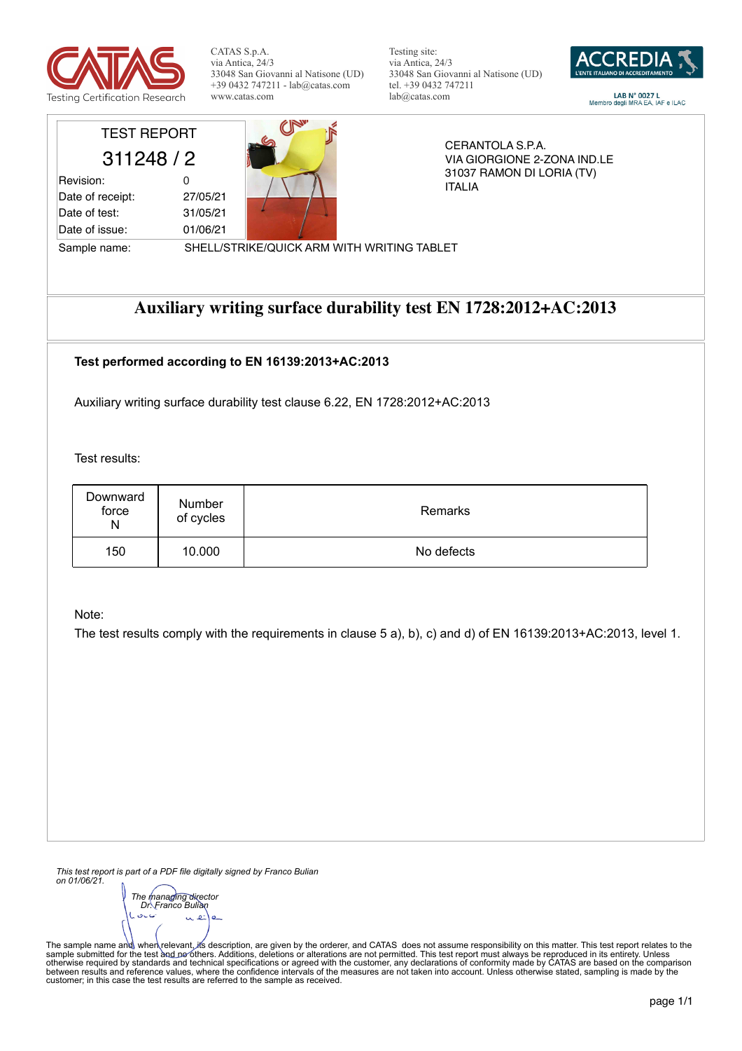CATAS S.p.A.
via Antica, 24/3
33048 San Giovanni al Natisone (UD)
+39 0432 747211 - lab@catas.com
www.catas.com

Testing site:
via Antica, 24/3
33048 San Giovanni al Natisone (UD)
tel. +39 0432 747211
lab@catas.com

LAB N° 0027 L
Membro degli MRA EA, IAF e ILAC

TEST REPORT

311248 / 2

| | |
|---|---|
| Revision: | 0 |
| Date of receipt: | 27/05/21 |
| Date of test: | 31/05/21 |
| Date of issue: | 01/06/21 |

CERANTOLA S.P.A.
VIA GIORGIONE 2-ZONA IND.LE
31037 RAMON DI LORIA (TV)
ITALIA

Sample name: SHELL/STRIKE/QUICK ARM WITH WRITING TABLET

# Auxiliary writing surface durability test EN 1728:2012+AC:2013

**Test performed according to EN 16139:2013+AC:2013**

Auxiliary writing surface durability test clause 6.22, EN 1728:2012+AC:2013

Test results:

| Downward force N | Number of cycles | Remarks |
|---|---|---|
| 150 | 10.000 | No defects |

Note:
The test results comply with the requirements in clause 5 a), b), c) and d) of EN 16139:2013+AC:2013, level 1.

*This test report is part of a PDF file digitally signed by Franco Bulian on 01/06/21.*

*The managing director*
*Dr. Franco Bulian*

The sample name and, when relevant, its description, are given by the orderer, and CATAS does not assume responsibility on this matter. This test report relates to the sample submitted for the test and no others. Additions, deletions or alterations are not permitted. This test report must always be reproduced in its entirety. Unless otherwise required by standards and technical specifications or agreed with the customer, any declarations of conformity made by CATAS are based on the comparison between results and reference values, where the confidence intervals of the measures are not taken into account. Unless otherwise stated, sampling is made by the customer; in this case the test results are referred to the sample as received.